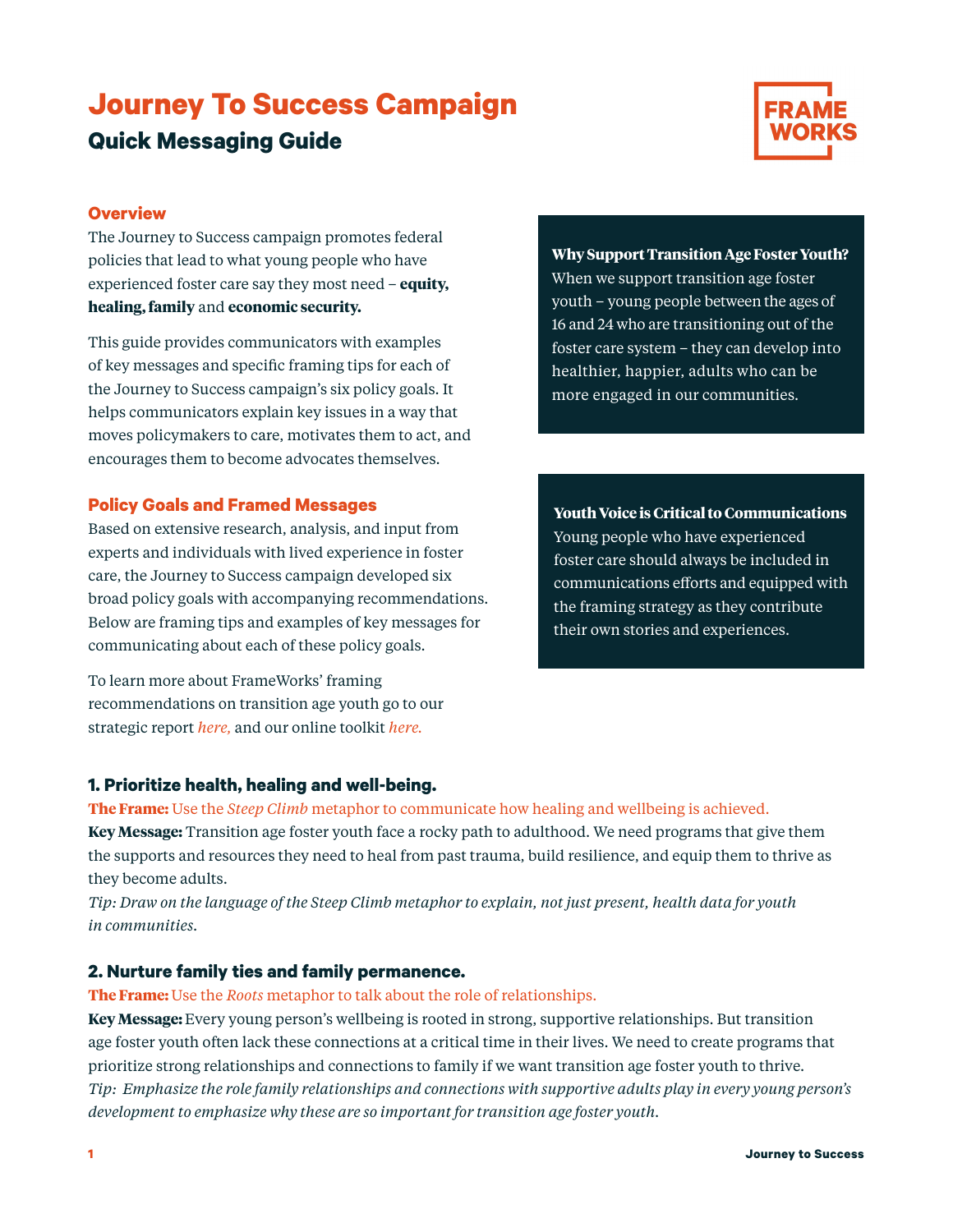# Journey To Success Campaign

## Quick Messaging Guide

FRAME WORKS

### Overview

The Journey to Success campaign promotes federal policies that lead to what young people who have experienced foster care say they most need – **equity, healing, family** and **economic security.**

This guide provides communicators with examples of key messages and specific framing tips for each of the Journey to Success campaign's six policy goals. It helps communicators explain key issues in a way that moves policymakers to care, motivates them to act, and encourages them to become advocates themselves.

### Policy Goals and Framed Messages

Based on extensive research, analysis, and input from experts and individuals with lived experience in foster care, the Journey to Success campaign developed six broad policy goals with accompanying recommendations. Below are framing tips and examples of key messages for communicating about each of these policy goals.

To learn more about FrameWorks' framing recommendations on transition age youth go to our strategic report *here,* and our online toolkit *here.*

**Why Support Transition Age Foster Youth?**
When we support transition age foster youth – young people between the ages of 16 and 24 who are transitioning out of the foster care system – they can develop into healthier, happier, adults who can be more engaged in our communities.

**Youth Voice is Critical to Communications**
Young people who have experienced foster care should always be included in communications efforts and equipped with the framing strategy as they contribute their own stories and experiences.

### 1. Prioritize health, healing and well-being.

**The Frame:** Use the *Steep Climb* metaphor to communicate how healing and wellbeing is achieved.
**Key Message:** Transition age foster youth face a rocky path to adulthood. We need programs that give them the supports and resources they need to heal from past trauma, build resilience, and equip them to thrive as they become adults.
*Tip: Draw on the language of the Steep Climb metaphor to explain, not just present, health data for youth in communities.*

### 2. Nurture family ties and family permanence.

**The Frame:** Use the *Roots* metaphor to talk about the role of relationships.
**Key Message:** Every young person's wellbeing is rooted in strong, supportive relationships. But transition age foster youth often lack these connections at a critical time in their lives. We need to create programs that prioritize strong relationships and connections to family if we want transition age foster youth to thrive.
*Tip: Emphasize the role family relationships and connections with supportive adults play in every young person's development to emphasize why these are so important for transition age foster youth.*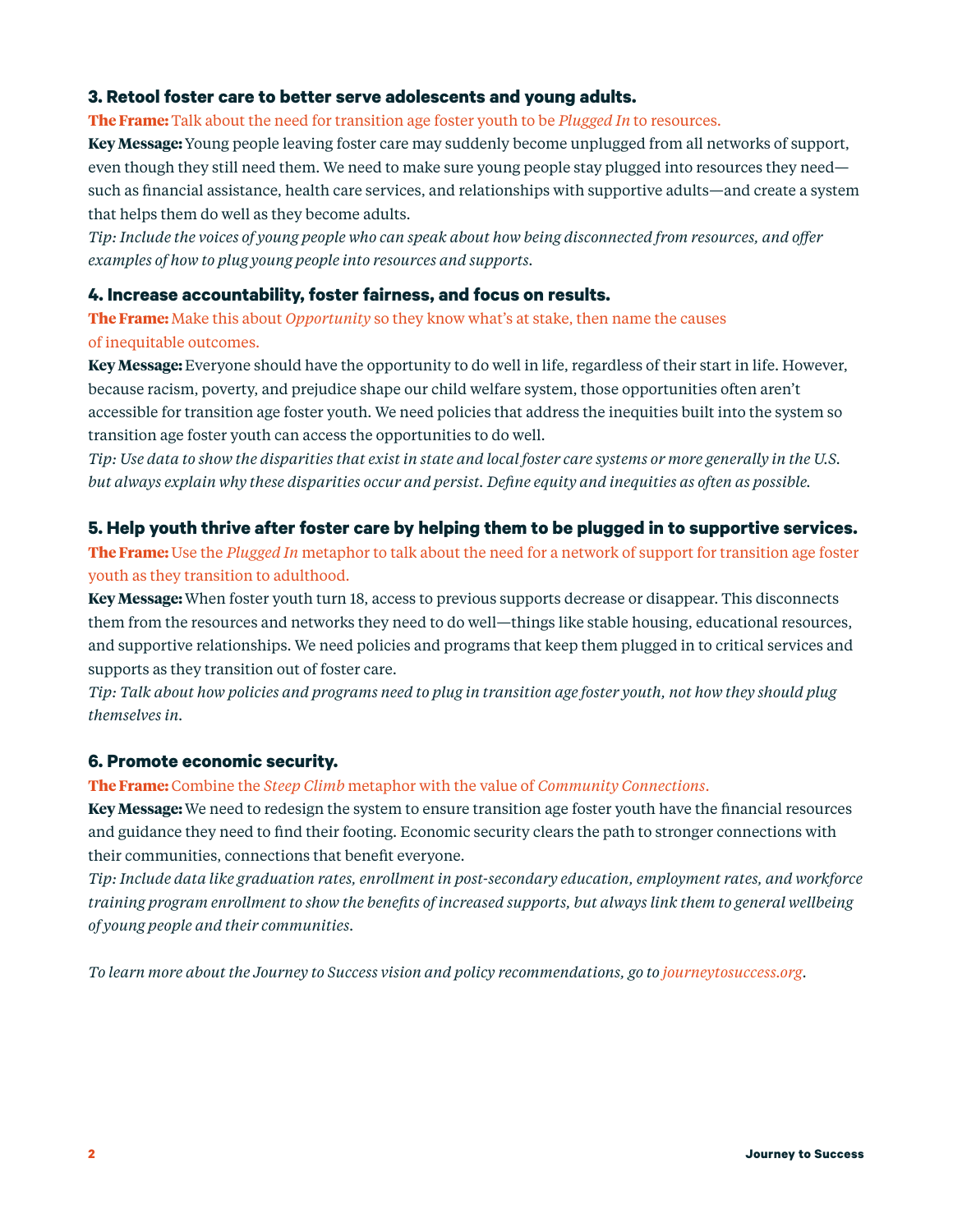### 3. Retool foster care to better serve adolescents and young adults.

**The Frame:** Talk about the need for transition age foster youth to be *Plugged In* to resources.

**Key Message:** Young people leaving foster care may suddenly become unplugged from all networks of support, even though they still need them. We need to make sure young people stay plugged into resources they need—such as financial assistance, health care services, and relationships with supportive adults—and create a system that helps them do well as they become adults.

*Tip: Include the voices of young people who can speak about how being disconnected from resources, and offer examples of how to plug young people into resources and supports.*

### 4. Increase accountability, foster fairness, and focus on results.

**The Frame:** Make this about *Opportunity* so they know what's at stake, then name the causes of inequitable outcomes.

**Key Message:** Everyone should have the opportunity to do well in life, regardless of their start in life. However, because racism, poverty, and prejudice shape our child welfare system, those opportunities often aren't accessible for transition age foster youth. We need policies that address the inequities built into the system so transition age foster youth can access the opportunities to do well.

*Tip: Use data to show the disparities that exist in state and local foster care systems or more generally in the U.S. but always explain why these disparities occur and persist. Define equity and inequities as often as possible.*

### 5. Help youth thrive after foster care by helping them to be plugged in to supportive services.

**The Frame:** Use the *Plugged In* metaphor to talk about the need for a network of support for transition age foster youth as they transition to adulthood.

**Key Message:** When foster youth turn 18, access to previous supports decrease or disappear. This disconnects them from the resources and networks they need to do well—things like stable housing, educational resources, and supportive relationships. We need policies and programs that keep them plugged in to critical services and supports as they transition out of foster care.

*Tip: Talk about how policies and programs need to plug in transition age foster youth, not how they should plug themselves in.*

### 6. Promote economic security.

**The Frame:** Combine the *Steep Climb* metaphor with the value of *Community Connections*.

**Key Message:** We need to redesign the system to ensure transition age foster youth have the financial resources and guidance they need to find their footing. Economic security clears the path to stronger connections with their communities, connections that benefit everyone.

*Tip: Include data like graduation rates, enrollment in post-secondary education, employment rates, and workforce training program enrollment to show the benefits of increased supports, but always link them to general wellbeing of young people and their communities.*

*To learn more about the Journey to Success vision and policy recommendations, go to journeytosuccess.org.*